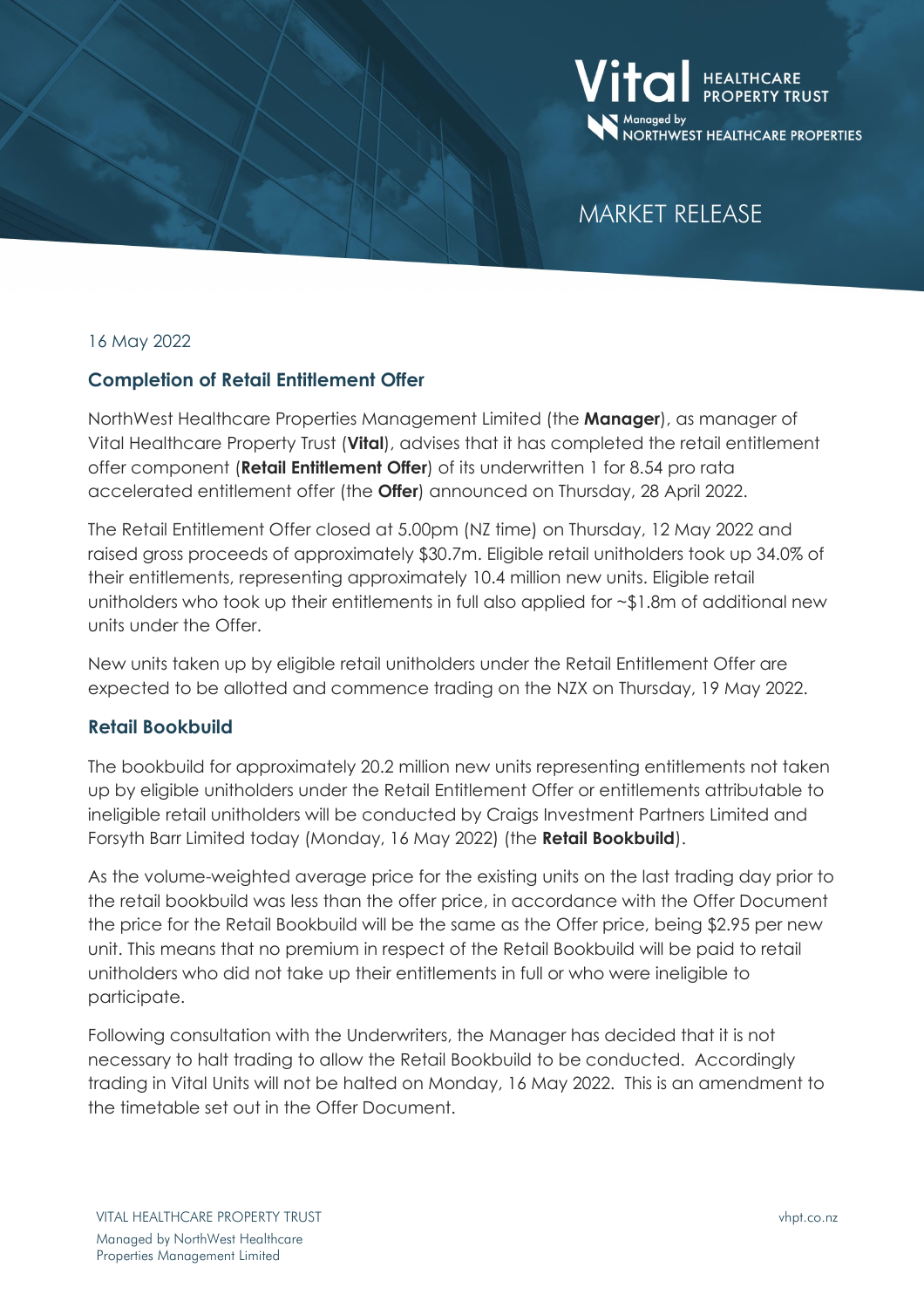# MARKET RELEASE

16 May 2022

## Completion of Retail Entitlement Offer

NorthWest Healthcare Properties Management Limited (the **Manager**), as manager of Vital Healthcare Property Trust (**Vital**), advises that it has completed the retail entitlement offer component (**Retail Entitlement Offer**) of its underwritten 1 for 8.54 pro rata accelerated entitlement offer (the **Offer**) announced on Thursday, 28 April 2022.

The Retail Entitlement Offer closed at 5.00pm (NZ time) on Thursday, 12 May 2022 and raised gross proceeds of approximately $30.7m. Eligible retail unitholders took up 34.0% of their entitlements, representing approximately 10.4 million new units. Eligible retail unitholders who took up their entitlements in full also applied for ~$1.8m of additional new units under the Offer.

New units taken up by eligible retail unitholders under the Retail Entitlement Offer are expected to be allotted and commence trading on the NZX on Thursday, 19 May 2022.

## Retail Bookbuild

The bookbuild for approximately 20.2 million new units representing entitlements not taken up by eligible unitholders under the Retail Entitlement Offer or entitlements attributable to ineligible retail unitholders will be conducted by Craigs Investment Partners Limited and Forsyth Barr Limited today (Monday, 16 May 2022) (the **Retail Bookbuild**).

As the volume-weighted average price for the existing units on the last trading day prior to the retail bookbuild was less than the offer price, in accordance with the Offer Document the price for the Retail Bookbuild will be the same as the Offer price, being $2.95 per new unit. This means that no premium in respect of the Retail Bookbuild will be paid to retail unitholders who did not take up their entitlements in full or who were ineligible to participate.

Following consultation with the Underwriters, the Manager has decided that it is not necessary to halt trading to allow the Retail Bookbuild to be conducted. Accordingly trading in Vital Units will not be halted on Monday, 16 May 2022. This is an amendment to the timetable set out in the Offer Document.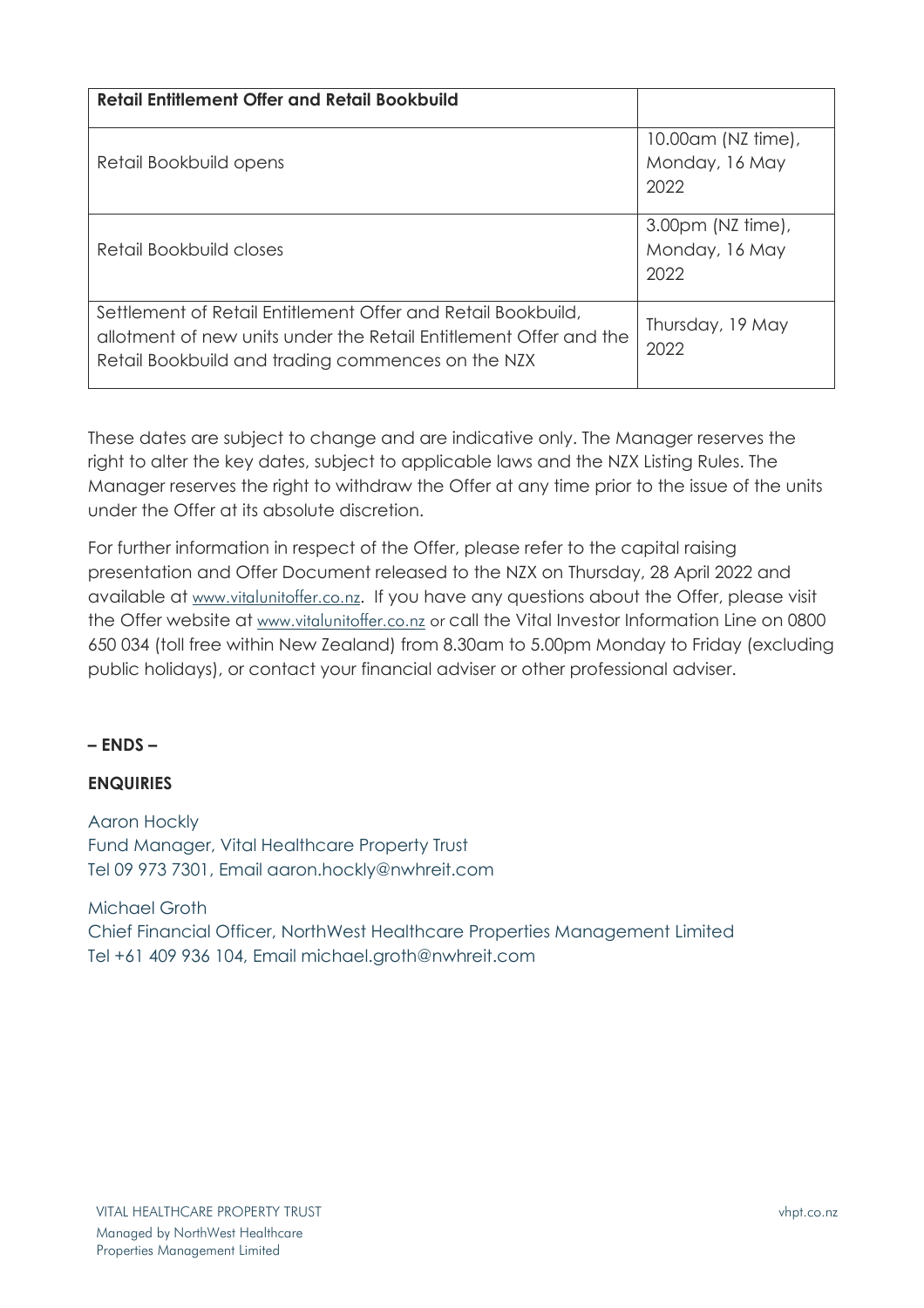| **Retail Entitlement Offer and Retail Bookbuild** | |
| --- | --- |
| Retail Bookbuild opens | 10.00am (NZ time), Monday, 16 May 2022 |
| Retail Bookbuild closes | 3.00pm (NZ time), Monday, 16 May 2022 |
| Settlement of Retail Entitlement Offer and Retail Bookbuild, allotment of new units under the Retail Entitlement Offer and the Retail Bookbuild and trading commences on the NZX | Thursday, 19 May 2022 |

These dates are subject to change and are indicative only. The Manager reserves the right to alter the key dates, subject to applicable laws and the NZX Listing Rules. The Manager reserves the right to withdraw the Offer at any time prior to the issue of the units under the Offer at its absolute discretion.

For further information in respect of the Offer, please refer to the capital raising presentation and Offer Document released to the NZX on Thursday, 28 April 2022 and available at www.vitalunitoffer.co.nz. If you have any questions about the Offer, please visit the Offer website at www.vitalunitoffer.co.nz or call the Vital Investor Information Line on 0800 650 034 (toll free within New Zealand) from 8.30am to 5.00pm Monday to Friday (excluding public holidays), or contact your financial adviser or other professional adviser.

**– ENDS –**

**ENQUIRIES**

Aaron Hockly
Fund Manager, Vital Healthcare Property Trust
Tel 09 973 7301, Email aaron.hockly@nwhreit.com

Michael Groth
Chief Financial Officer, NorthWest Healthcare Properties Management Limited
Tel +61 409 936 104, Email michael.groth@nwhreit.com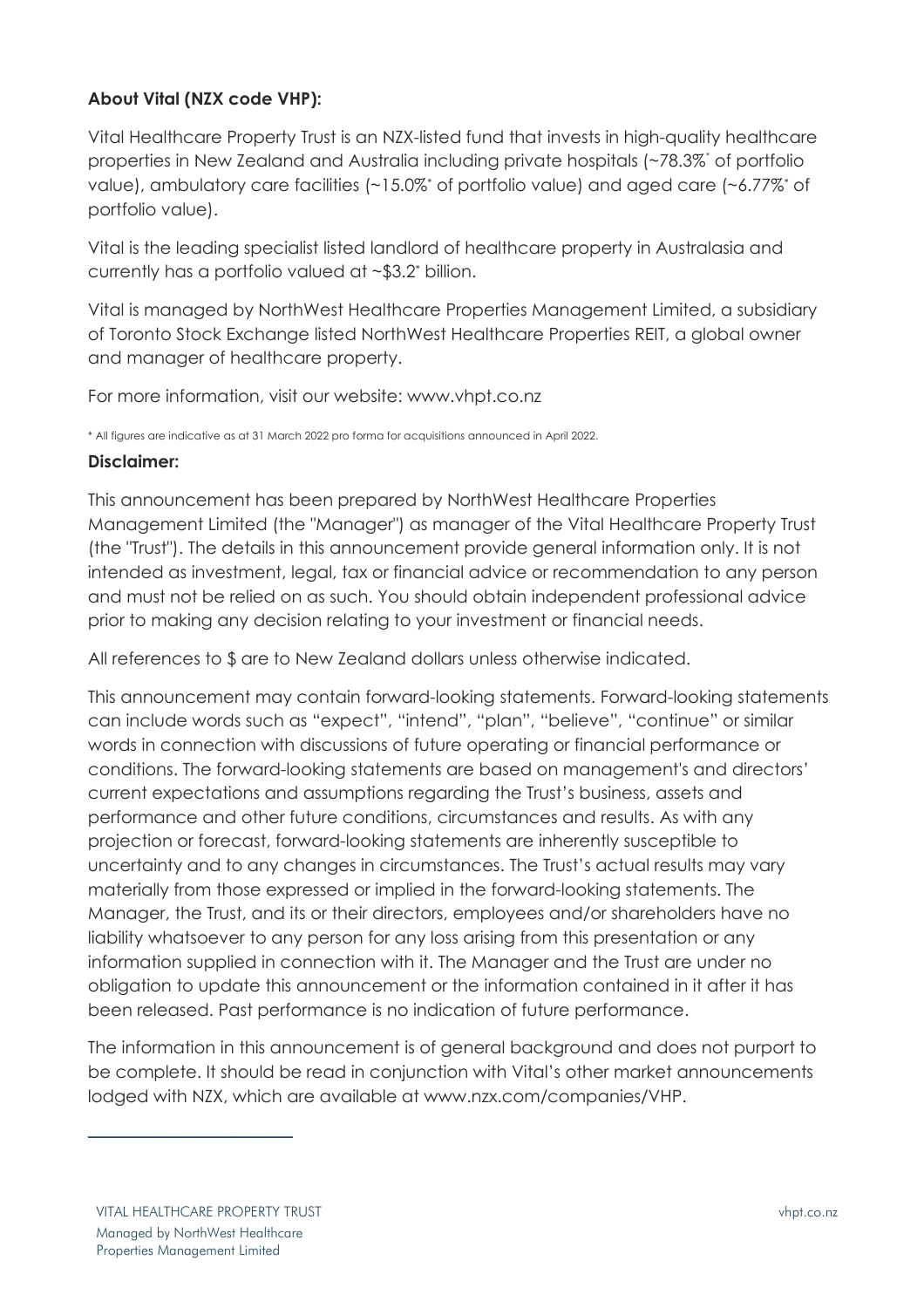**About Vital (NZX code VHP):**

Vital Healthcare Property Trust is an NZX-listed fund that invests in high-quality healthcare properties in New Zealand and Australia including private hospitals (~78.3%* of portfolio value), ambulatory care facilities (~15.0%* of portfolio value) and aged care (~6.77%* of portfolio value).

Vital is the leading specialist listed landlord of healthcare property in Australasia and currently has a portfolio valued at ~$3.2* billion.

Vital is managed by NorthWest Healthcare Properties Management Limited, a subsidiary of Toronto Stock Exchange listed NorthWest Healthcare Properties REIT, a global owner and manager of healthcare property.

For more information, visit our website: www.vhpt.co.nz

* All figures are indicative as at 31 March 2022 pro forma for acquisitions announced in April 2022.

**Disclaimer:**

This announcement has been prepared by NorthWest Healthcare Properties Management Limited (the "Manager") as manager of the Vital Healthcare Property Trust (the "Trust"). The details in this announcement provide general information only. It is not intended as investment, legal, tax or financial advice or recommendation to any person and must not be relied on as such. You should obtain independent professional advice prior to making any decision relating to your investment or financial needs.

All references to $ are to New Zealand dollars unless otherwise indicated.

This announcement may contain forward-looking statements. Forward-looking statements can include words such as "expect", "intend", "plan", "believe", "continue" or similar words in connection with discussions of future operating or financial performance or conditions. The forward-looking statements are based on management's and directors' current expectations and assumptions regarding the Trust's business, assets and performance and other future conditions, circumstances and results. As with any projection or forecast, forward-looking statements are inherently susceptible to uncertainty and to any changes in circumstances. The Trust's actual results may vary materially from those expressed or implied in the forward-looking statements. The Manager, the Trust, and its or their directors, employees and/or shareholders have no liability whatsoever to any person for any loss arising from this presentation or any information supplied in connection with it. The Manager and the Trust are under no obligation to update this announcement or the information contained in it after it has been released. Past performance is no indication of future performance.

The information in this announcement is of general background and does not purport to be complete. It should be read in conjunction with Vital's other market announcements lodged with NZX, which are available at www.nzx.com/companies/VHP.